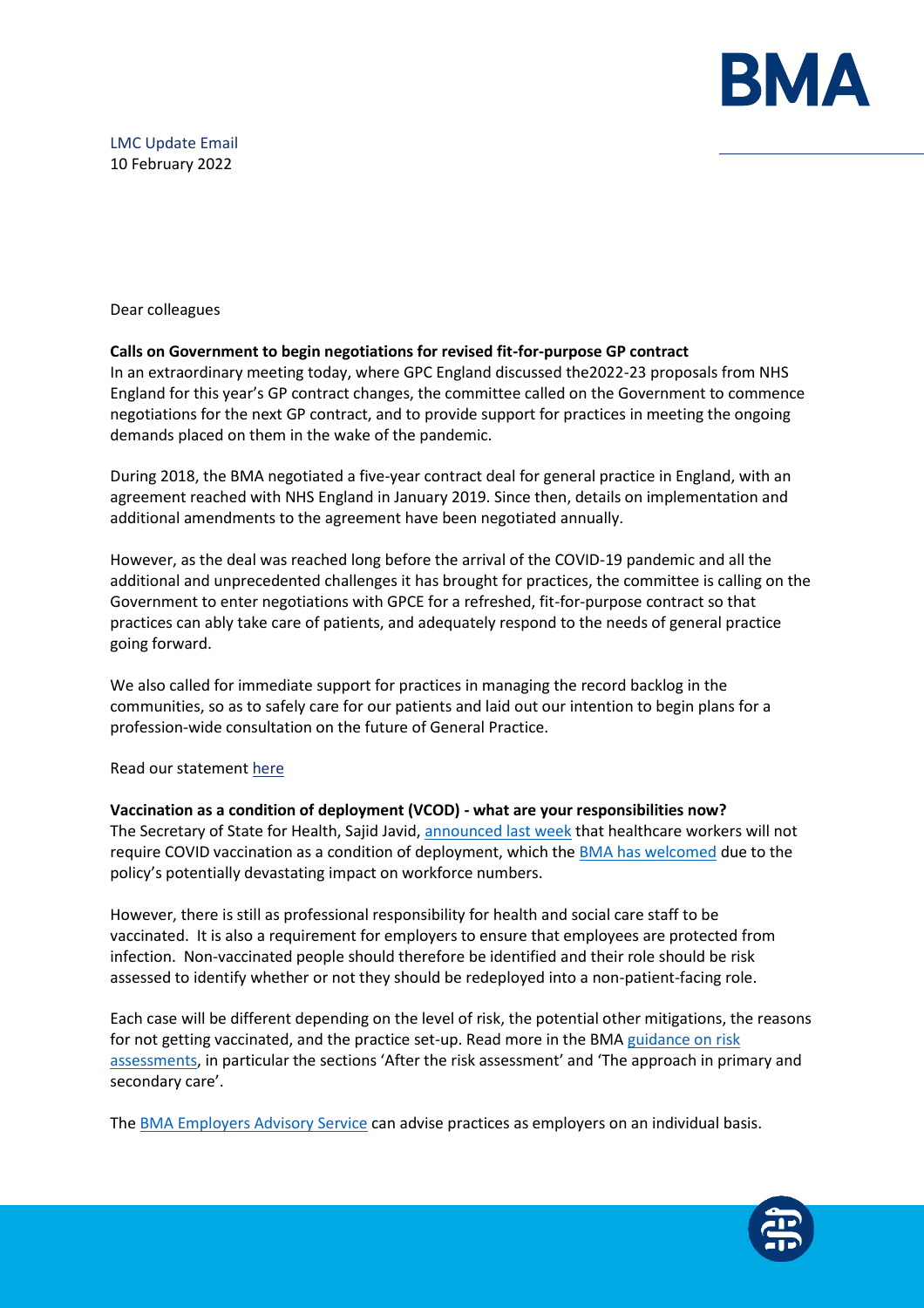LMC Update Email
10 February 2022

Dear colleagues

**Calls on Government to begin negotiations for revised fit-for-purpose GP contract**

In an extraordinary meeting today, where GPC England discussed the2022-23 proposals from NHS England for this year's GP contract changes, the committee called on the Government to commence negotiations for the next GP contract, and to provide support for practices in meeting the ongoing demands placed on them in the wake of the pandemic.

During 2018, the BMA negotiated a five-year contract deal for general practice in England, with an agreement reached with NHS England in January 2019. Since then, details on implementation and additional amendments to the agreement have been negotiated annually.

However, as the deal was reached long before the arrival of the COVID-19 pandemic and all the additional and unprecedented challenges it has brought for practices, the committee is calling on the Government to enter negotiations with GPCE for a refreshed, fit-for-purpose contract so that practices can ably take care of patients, and adequately respond to the needs of general practice going forward.

We also called for immediate support for practices in managing the record backlog in the communities, so as to safely care for our patients and laid out our intention to begin plans for a profession-wide consultation on the future of General Practice.

Read our statement here

**Vaccination as a condition of deployment (VCOD) - what are your responsibilities now?**

The Secretary of State for Health, Sajid Javid, announced last week that healthcare workers will not require COVID vaccination as a condition of deployment, which the BMA has welcomed due to the policy's potentially devastating impact on workforce numbers.

However, there is still as professional responsibility for health and social care staff to be vaccinated. It is also a requirement for employers to ensure that employees are protected from infection. Non-vaccinated people should therefore be identified and their role should be risk assessed to identify whether or not they should be redeployed into a non-patient-facing role.

Each case will be different depending on the level of risk, the potential other mitigations, the reasons for not getting vaccinated, and the practice set-up. Read more in the BMA guidance on risk assessments, in particular the sections 'After the risk assessment' and 'The approach in primary and secondary care'.

The BMA Employers Advisory Service can advise practices as employers on an individual basis.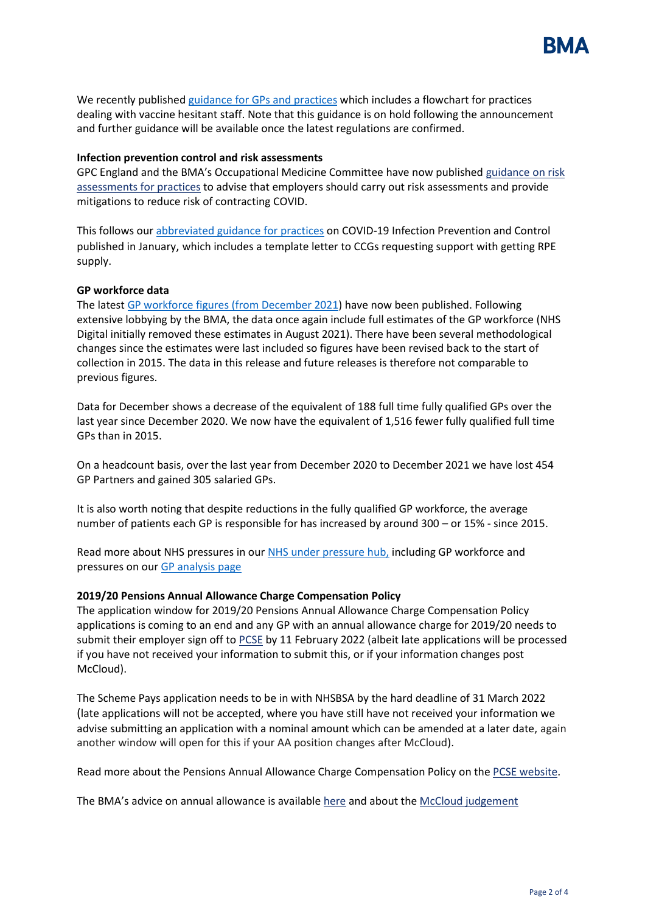We recently published guidance for GPs and practices which includes a flowchart for practices dealing with vaccine hesitant staff. Note that this guidance is on hold following the announcement and further guidance will be available once the latest regulations are confirmed.

**Infection prevention control and risk assessments**

GPC England and the BMA's Occupational Medicine Committee have now published guidance on risk assessments for practices to advise that employers should carry out risk assessments and provide mitigations to reduce risk of contracting COVID.

This follows our abbreviated guidance for practices on COVID-19 Infection Prevention and Control published in January, which includes a template letter to CCGs requesting support with getting RPE supply.

**GP workforce data**

The latest GP workforce figures (from December 2021) have now been published. Following extensive lobbying by the BMA, the data once again include full estimates of the GP workforce (NHS Digital initially removed these estimates in August 2021). There have been several methodological changes since the estimates were last included so figures have been revised back to the start of collection in 2015. The data in this release and future releases is therefore not comparable to previous figures.

Data for December shows a decrease of the equivalent of 188 full time fully qualified GPs over the last year since December 2020. We now have the equivalent of 1,516 fewer fully qualified full time GPs than in 2015.

On a headcount basis, over the last year from December 2020 to December 2021 we have lost 454 GP Partners and gained 305 salaried GPs.

It is also worth noting that despite reductions in the fully qualified GP workforce, the average number of patients each GP is responsible for has increased by around 300 – or 15% - since 2015.

Read more about NHS pressures in our NHS under pressure hub, including GP workforce and pressures on our GP analysis page

**2019/20 Pensions Annual Allowance Charge Compensation Policy**

The application window for 2019/20 Pensions Annual Allowance Charge Compensation Policy applications is coming to an end and any GP with an annual allowance charge for 2019/20 needs to submit their employer sign off to PCSE by 11 February 2022 (albeit late applications will be processed if you have not received your information to submit this, or if your information changes post McCloud).

The Scheme Pays application needs to be in with NHSBSA by the hard deadline of 31 March 2022 (late applications will not be accepted, where you have still have not received your information we advise submitting an application with a nominal amount which can be amended at a later date, again another window will open for this if your AA position changes after McCloud).

Read more about the Pensions Annual Allowance Charge Compensation Policy on the PCSE website.

The BMA's advice on annual allowance is available here and about the McCloud judgement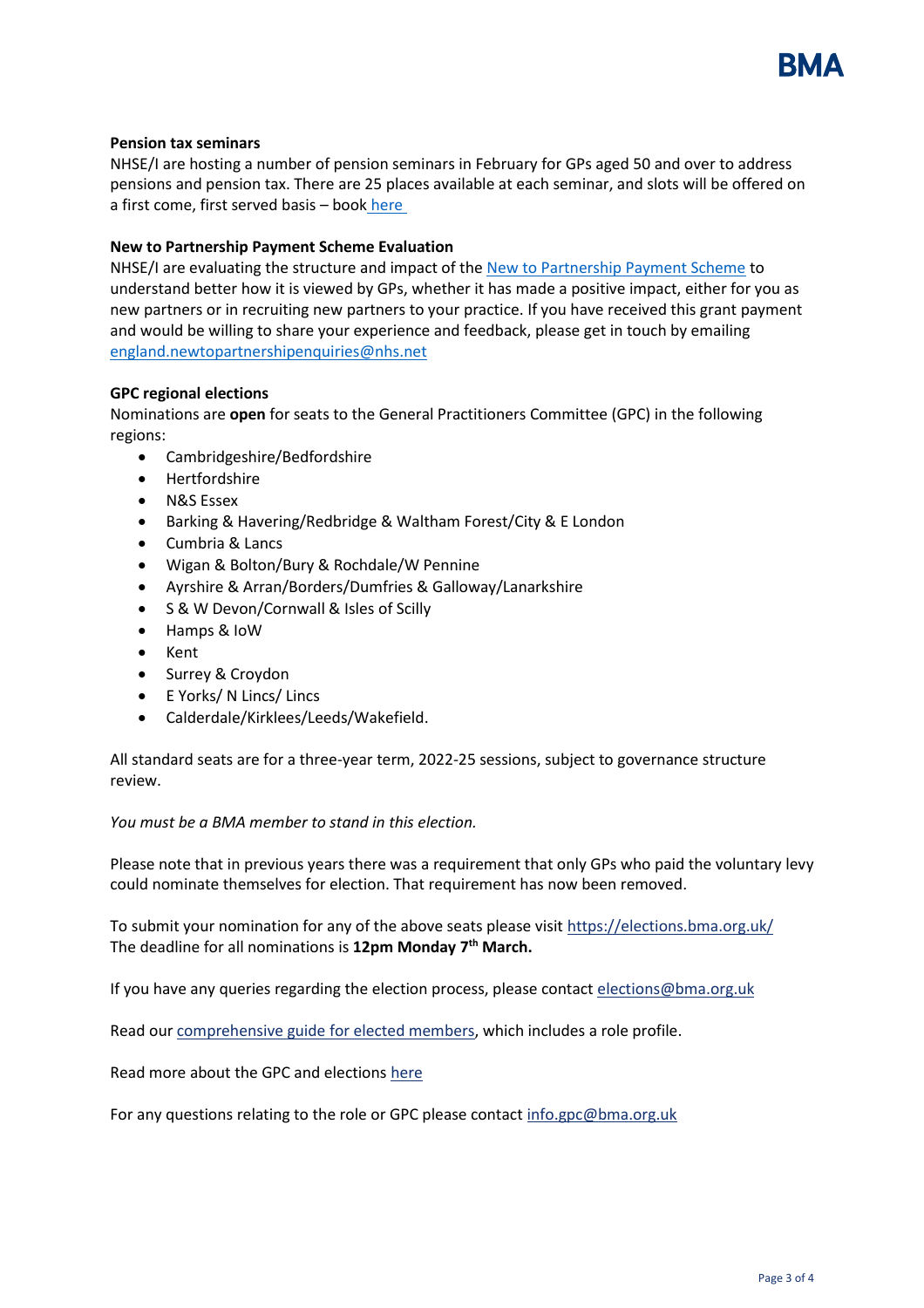**Pension tax seminars**

NHSE/I are hosting a number of pension seminars in February for GPs aged 50 and over to address pensions and pension tax. There are 25 places available at each seminar, and slots will be offered on a first come, first served basis – book here

**New to Partnership Payment Scheme Evaluation**

NHSE/I are evaluating the structure and impact of the New to Partnership Payment Scheme to understand better how it is viewed by GPs, whether it has made a positive impact, either for you as new partners or in recruiting new partners to your practice. If you have received this grant payment and would be willing to share your experience and feedback, please get in touch by emailing england.newtopartnershipenquiries@nhs.net

**GPC regional elections**

Nominations are **open** for seats to the General Practitioners Committee (GPC) in the following regions:

- Cambridgeshire/Bedfordshire
- Hertfordshire
- N&S Essex
- Barking & Havering/Redbridge & Waltham Forest/City & E London
- Cumbria & Lancs
- Wigan & Bolton/Bury & Rochdale/W Pennine
- Ayrshire & Arran/Borders/Dumfries & Galloway/Lanarkshire
- S & W Devon/Cornwall & Isles of Scilly
- Hamps & IoW
- Kent
- Surrey & Croydon
- E Yorks/ N Lincs/ Lincs
- Calderdale/Kirklees/Leeds/Wakefield.

All standard seats are for a three-year term, 2022-25 sessions, subject to governance structure review.

*You must be a BMA member to stand in this election.*

Please note that in previous years there was a requirement that only GPs who paid the voluntary levy could nominate themselves for election. That requirement has now been removed.

To submit your nomination for any of the above seats please visit https://elections.bma.org.uk/
The deadline for all nominations is **12pm Monday 7th March.**

If you have any queries regarding the election process, please contact elections@bma.org.uk

Read our comprehensive guide for elected members, which includes a role profile.

Read more about the GPC and elections here

For any questions relating to the role or GPC please contact info.gpc@bma.org.uk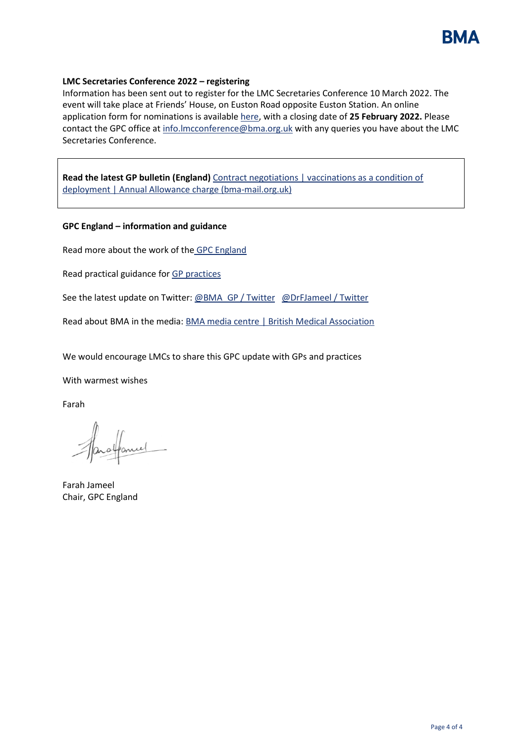**LMC Secretaries Conference 2022 – registering**

Information has been sent out to register for the LMC Secretaries Conference 10 March 2022. The event will take place at Friends' House, on Euston Road opposite Euston Station. An online application form for nominations is available here, with a closing date of **25 February 2022.** Please contact the GPC office at info.lmcconference@bma.org.uk with any queries you have about the LMC Secretaries Conference.

**Read the latest GP bulletin (England)** Contract negotiations | vaccinations as a condition of deployment | Annual Allowance charge (bma-mail.org.uk)

**GPC England – information and guidance**

Read more about the work of the GPC England

Read practical guidance for GP practices

See the latest update on Twitter: @BMA_GP / Twitter @DrFJameel / Twitter

Read about BMA in the media: BMA media centre | British Medical Association

We would encourage LMCs to share this GPC update with GPs and practices

With warmest wishes

Farah

Farah Jameel
Chair, GPC England